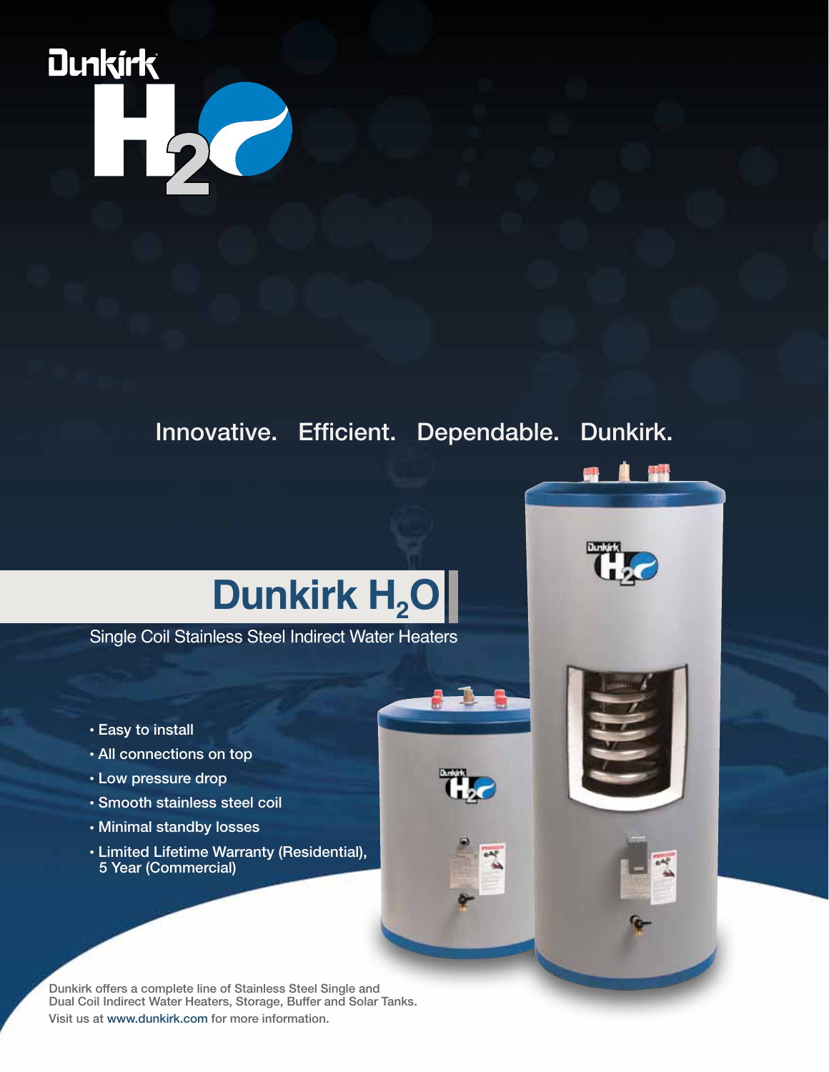Dunkirk

$H_2O$

Innovative. Efficient. Dependable. Dunkirk.

# Dunkirk $H_2O$

Single Coil Stainless Steel Indirect Water Heaters

- Easy to install
- All connections on top
- Low pressure drop
- Smooth stainless steel coil
- Minimal standby losses
- Limited Lifetime Warranty (Residential), 5 Year (Commercial)

Dunkirk offers a complete line of Stainless Steel Single and Dual Coil Indirect Water Heaters, Storage, Buffer and Solar Tanks.

Visit us at www.dunkirk.com for more information.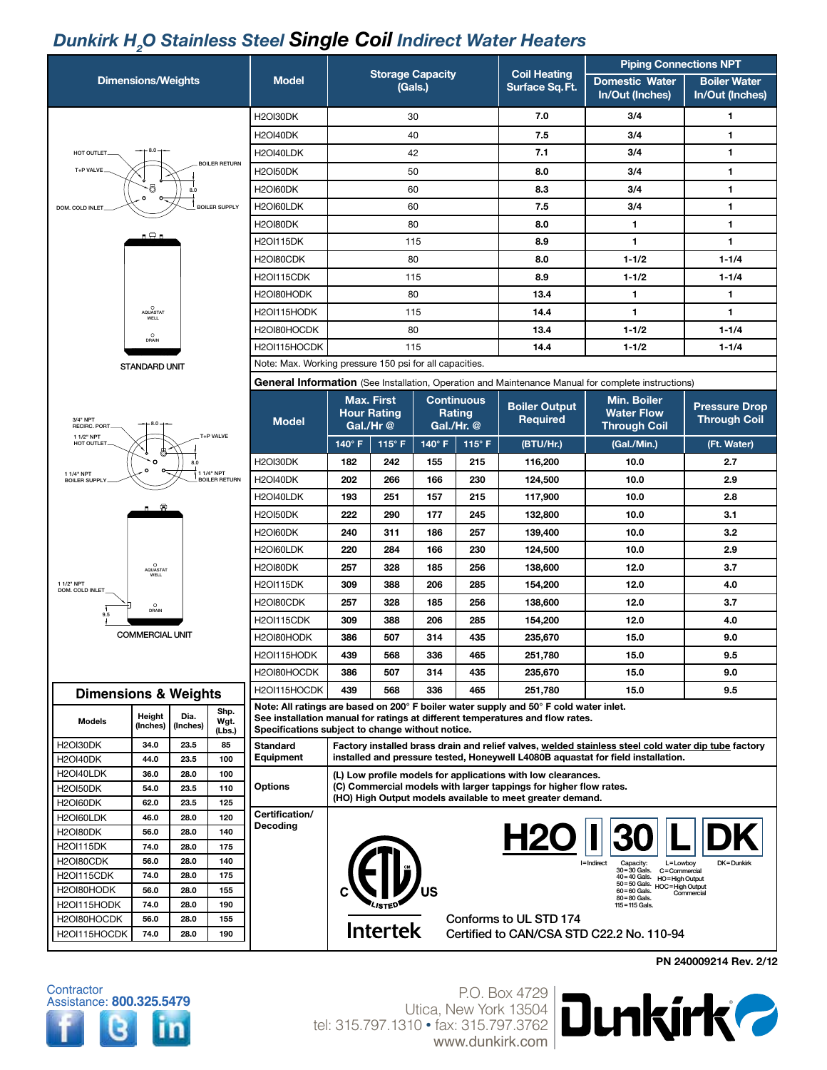# Dunkirk $H_2O$ Stainless Steel **Single Coil** Indirect Water Heaters

| Model | Storage Capacity (Gals.) | Coil Heating Surface Sq. Ft. | Piping Connections NPT: Domestic Water In/Out (Inches) | Piping Connections NPT: Boiler Water In/Out (Inches) |
|---|---|---|---|---|
| H2OI30DK | 30 | 7.0 | 3/4 | 1 |
| H2OI40DK | 40 | 7.5 | 3/4 | 1 |
| H2OI40LDK | 42 | 7.1 | 3/4 | 1 |
| H2OI50DK | 50 | 8.0 | 3/4 | 1 |
| H2OI60DK | 60 | 8.3 | 3/4 | 1 |
| H2OI60LDK | 60 | 7.5 | 3/4 | 1 |
| H2OI80DK | 80 | 8.0 | 1 | 1 |
| H2OI115DK | 115 | 8.9 | 1 | 1 |
| H2OI80CDK | 80 | 8.0 | 1-1/2 | 1-1/4 |
| H2OI115CDK | 115 | 8.9 | 1-1/2 | 1-1/4 |
| H2OI80HODK | 80 | 13.4 | 1 | 1 |
| H2OI115HODK | 115 | 14.4 | 1 | 1 |
| H2OI80HOCDK | 80 | 13.4 | 1-1/2 | 1-1/4 |
| H2OI115HOCDK | 115 | 14.4 | 1-1/2 | 1-1/4 |

Note: Max. Working pressure 150 psi for all capacities.

STANDARD UNIT: HOT OUTLET, T+P VALVE, BOILER RETURN, DOM. COLD INLET, BOILER SUPPLY, 8.0, AQUASTAT WELL, DRAIN

COMMERCIAL UNIT: 3/4" NPT RECIRC. PORT, 1 1/2" NPT HOT OUTLET, T+P VALVE, 1 1/4" NPT BOILER SUPPLY, 1 1/4" NPT BOILER RETURN, 8.0, AQUASTAT WELL, 1 1/2" NPT DOM. COLD INLET, DRAIN, 9.5

**General Information** (See Installation, Operation and Maintenance Manual for complete instructions)

| Model | Max. First Hour Rating Gal./Hr @ 140° F | Max. First Hour Rating Gal./Hr @ 115° F | Continuous Rating Gal./Hr. @ 140° F | Continuous Rating Gal./Hr. @ 115° F | Boiler Output Required (BTU/Hr.) | Min. Boiler Water Flow Through Coil (Gal./Min.) | Pressure Drop Through Coil (Ft. Water) |
|---|---|---|---|---|---|---|---|
| H2OI30DK | 182 | 242 | 155 | 215 | 116,200 | 10.0 | 2.7 |
| H2OI40DK | 202 | 266 | 166 | 230 | 124,500 | 10.0 | 2.9 |
| H2OI40LDK | 193 | 251 | 157 | 215 | 117,900 | 10.0 | 2.8 |
| H2OI50DK | 222 | 290 | 177 | 245 | 132,800 | 10.0 | 3.1 |
| H2OI60DK | 240 | 311 | 186 | 257 | 139,400 | 10.0 | 3.2 |
| H2OI60LDK | 220 | 284 | 166 | 230 | 124,500 | 10.0 | 2.9 |
| H2OI80DK | 257 | 328 | 185 | 256 | 138,600 | 12.0 | 3.7 |
| H2OI115DK | 309 | 388 | 206 | 285 | 154,200 | 12.0 | 4.0 |
| H2OI80CDK | 257 | 328 | 185 | 256 | 138,600 | 12.0 | 3.7 |
| H2OI115CDK | 309 | 388 | 206 | 285 | 154,200 | 12.0 | 4.0 |
| H2OI80HODK | 386 | 507 | 314 | 435 | 235,670 | 15.0 | 9.0 |
| H2OI115HODK | 439 | 568 | 336 | 465 | 251,780 | 15.0 | 9.5 |
| H2OI80HOCDK | 386 | 507 | 314 | 435 | 235,670 | 15.0 | 9.0 |
| H2OI115HOCDK | 439 | 568 | 336 | 465 | 251,780 | 15.0 | 9.5 |

**Note: All ratings are based on 200° F boiler water supply and 50° F cold water inlet. See installation manual for ratings at different temperatures and flow rates. Specifications subject to change without notice.**

## Dimensions & Weights

| Models | Height (Inches) | Dia. (Inches) | Shp. Wgt. (Lbs.) |
|---|---|---|---|
| H2OI30DK | 34.0 | 23.5 | 85 |
| H2OI40DK | 44.0 | 23.5 | 100 |
| H2OI40LDK | 36.0 | 28.0 | 100 |
| H2OI50DK | 54.0 | 23.5 | 110 |
| H2OI60DK | 62.0 | 23.5 | 125 |
| H2OI60LDK | 46.0 | 28.0 | 120 |
| H2OI80DK | 56.0 | 28.0 | 140 |
| H2OI115DK | 74.0 | 28.0 | 175 |
| H2OI80CDK | 56.0 | 28.0 | 140 |
| H2OI115CDK | 74.0 | 28.0 | 175 |
| H2OI80HODK | 56.0 | 28.0 | 155 |
| H2OI115HODK | 74.0 | 28.0 | 190 |
| H2OI80HOCDK | 56.0 | 28.0 | 155 |
| H2OI115HOCDK | 74.0 | 28.0 | 190 |

**Standard Equipment:** **Factory installed brass drain and relief valves, welded stainless steel cold water dip tube factory installed and pressure tested, Honeywell L4080B aquastat for field installation.**

**Options:**
**(L) Low profile models for applications with low clearances.**
**(C) Commercial models with larger tappings for higher flow rates.**
**(HO) High Output models available to meet greater demand.**

**Certification/ Decoding**

**H2O I 30 L DK**

I = Indirect; Capacity: 30 = 30 Gals., 40 = 40 Gals., 50 = 50 Gals., 60 = 60 Gals., 80 = 80 Gals., 115 = 115 Gals.; L = Lowboy, C = Commercial, HO = High Output, HOC = High Output Commercial; DK = Dunkirk

C ETL US LISTED — Intertek

Conforms to UL STD 174
Certified to CAN/CSA STD C22.2 No. 110-94

**PN 240009214 Rev. 2/12**

Contractor Assistance: **800.325.5479**

P.O. Box 4729
Utica, New York 13504
tel: 315.797.1310 • fax: 315.797.3762
www.dunkirk.com

Dunkirk